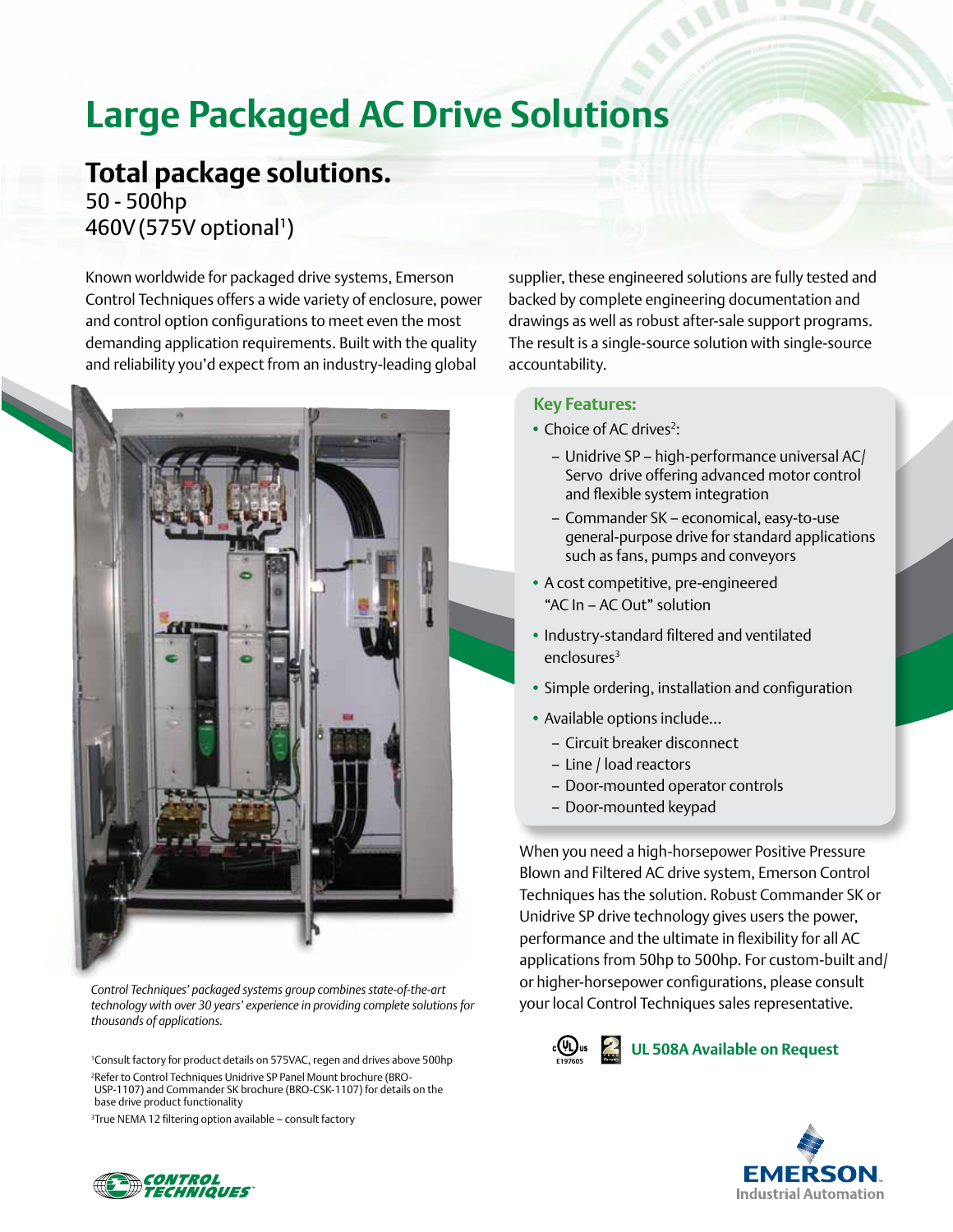# Large Packaged AC Drive Solutions

## Total package solutions.

50 - 500hp
460V (575V optional[1])

Known worldwide for packaged drive systems, Emerson Control Techniques offers a wide variety of enclosure, power and control option configurations to meet even the most demanding application requirements. Built with the quality and reliability you'd expect from an industry-leading global supplier, these engineered solutions are fully tested and backed by complete engineering documentation and drawings as well as robust after-sale support programs. The result is a single-source solution with single-source accountability.

*Control Techniques' packaged systems group combines state-of-the-art technology with over 30 years' experience in providing complete solutions for thousands of applications.*

### Key Features:

- Choice of AC drives[2]:
  - Unidrive SP – high-performance universal AC/Servo drive offering advanced motor control and flexible system integration
  - Commander SK – economical, easy-to-use general-purpose drive for standard applications such as fans, pumps and conveyors
- A cost competitive, pre-engineered "AC In – AC Out" solution
- Industry-standard filtered and ventilated enclosures[3]
- Simple ordering, installation and configuration
- Available options include...
  - Circuit breaker disconnect
  - Line / load reactors
  - Door-mounted operator controls
  - Door-mounted keypad

When you need a high-horsepower Positive Pressure Blown and Filtered AC drive system, Emerson Control Techniques has the solution. Robust Commander SK or Unidrive SP drive technology gives users the power, performance and the ultimate in flexibility for all AC applications from 50hp to 500hp. For custom-built and/or higher-horsepower configurations, please consult your local Control Techniques sales representative.

E197605

**UL 508A Available on Request**

[1] Consult factory for product details on 575VAC, regen and drives above 500hp

[2] Refer to Control Techniques Unidrive SP Panel Mount brochure (BRO-USP-1107) and Commander SK brochure (BRO-CSK-1107) for details on the base drive product functionality

[3] True NEMA 12 filtering option available – consult factory

CONTROL TECHNIQUES

EMERSON Industrial Automation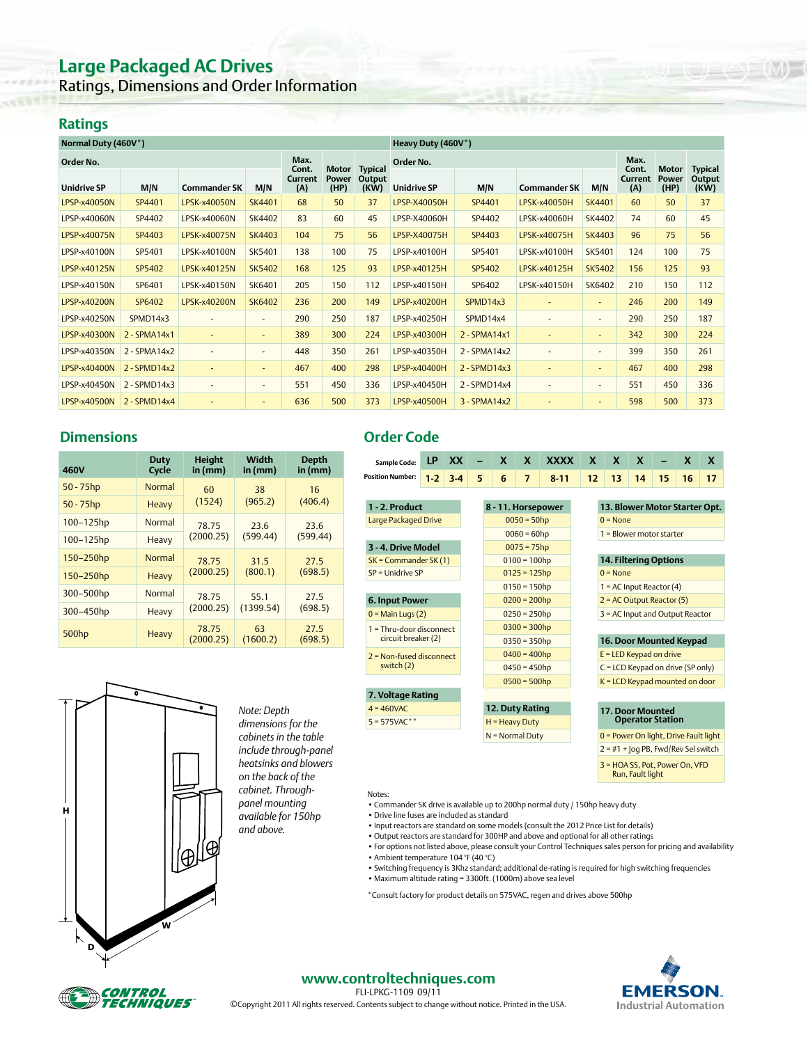# Large Packaged AC Drives

Ratings, Dimensions and Order Information

## Ratings

| Normal Duty (460V*) | | | | | | | Heavy Duty (460V*) | | | | | | |
|---|---|---|---|---|---|---|---|---|---|---|---|---|---|
| Order No. | | | | Max. Cont. Current (A) | Motor Power (HP) | Typical Output (KW) | Order No. | | | | Max. Cont. Current (A) | Motor Power (HP) | Typical Output (KW) |
| Unidrive SP | M/N | Commander SK | M/N | | | | Unidrive SP | M/N | Commander SK | M/N | | | |
| LPSP-x40050N | SP4401 | LPSK-x40050N | SK4401 | 68 | 50 | 37 | LPSP-X40050H | SP4401 | LPSK-x40050H | SK4401 | 60 | 50 | 37 |
| LPSP-x40060N | SP4402 | LPSK-x40060N | SK4402 | 83 | 60 | 45 | LPSP-X40060H | SP4402 | LPSK-x40060H | SK4402 | 74 | 60 | 45 |
| LPSP-x40075N | SP4403 | LPSK-x40075N | SK4403 | 104 | 75 | 56 | LPSP-X40075H | SP4403 | LPSK-x40075H | SK4403 | 96 | 75 | 56 |
| LPSP-x40100N | SP5401 | LPSK-x40100N | SK5401 | 138 | 100 | 75 | LPSP-x40100H | SP5401 | LPSK-x40100H | SK5401 | 124 | 100 | 75 |
| LPSP-x40125N | SP5402 | LPSK-x40125N | SK5402 | 168 | 125 | 93 | LPSP-x40125H | SP5402 | LPSK-x40125H | SK5402 | 156 | 125 | 93 |
| LPSP-x40150N | SP6401 | LPSK-x40150N | SK6401 | 205 | 150 | 112 | LPSP-x40150H | SP6402 | LPSK-x40150H | SK6402 | 210 | 150 | 112 |
| LPSP-x40200N | SP6402 | LPSK-x40200N | SK6402 | 236 | 200 | 149 | LPSP-x40200H | SPMD14x3 | - | - | 246 | 200 | 149 |
| LPSP-x40250N | SPMD14x3 | - | - | 290 | 250 | 187 | LPSP-x40250H | SPMD14x4 | - | - | 290 | 250 | 187 |
| LPSP-x40300N | 2 - SPMA14x1 | - | - | 389 | 300 | 224 | LPSP-x40300H | 2 - SPMA14x1 | - | - | 342 | 300 | 224 |
| LPSP-x40350N | 2 - SPMA14x2 | - | - | 448 | 350 | 261 | LPSP-x40350H | 2 - SPMA14x2 | - | - | 399 | 350 | 261 |
| LPSP-x40400N | 2 - SPMD14x2 | - | - | 467 | 400 | 298 | LPSP-x40400H | 2 - SPMD14x3 | - | - | 467 | 400 | 298 |
| LPSP-x40450N | 2 - SPMD14x3 | - | - | 551 | 450 | 336 | LPSP-x40450H | 2 - SPMD14x4 | - | - | 551 | 450 | 336 |
| LPSP-x40500N | 2 - SPMD14x4 | - | - | 636 | 500 | 373 | LPSP-x40500H | 3 - SPMA14x2 | - | - | 598 | 500 | 373 |

## Dimensions

| 460V | Duty Cycle | Height in (mm) | Width in (mm) | Depth in (mm) |
|---|---|---|---|---|
| 50 - 75hp | Normal | 60 (1524) | 38 (965.2) | 16 (406.4) |
| 50 - 75hp | Heavy | | | |
| 100–125hp | Normal | 78.75 (2000.25) | 23.6 (599.44) | 23.6 (599.44) |
| 100–125hp | Heavy | | | |
| 150–250hp | Normal | 78.75 (2000.25) | 31.5 (800.1) | 27.5 (698.5) |
| 150–250hp | Heavy | | | |
| 300–500hp | Normal | 78.75 (2000.25) | 55.1 (1399.54) | 27.5 (698.5) |
| 300–450hp | Heavy | | | |
| 500hp | Heavy | 78.75 (2000.25) | 63 (1600.2) | 27.5 (698.5) |

H

W

D

*Note: Depth dimensions for the cabinets in the table include through-panel heatsinks and blowers on the back of the cabinet. Through-panel mounting available for 150hp and above.*

## Order Code

| Sample Code: | LP | XX | – | X | X | XXXX | X | X | X | – | X | X |
|---|---|---|---|---|---|---|---|---|---|---|---|---|
| Position Number: | 1-2 | 3-4 | 5 | 6 | 7 | 8-11 | 12 | 13 | 14 | 15 | 16 | 17 |

**1 - 2. Product**
- Large Packaged Drive

**3 - 4. Drive Model**
- SK = Commander SK (1)
- SP = Unidrive SP

**6. Input Power**
- 0 = Main Lugs (2)
- 1 = Thru-door disconnect circuit breaker (2)
- 2 = Non-fused disconnect switch (2)

**7. Voltage Rating**
- 4 = 460VAC
- 5 = 575VAC**

**8 - 11. Horsepower**
- 0050 = 50hp
- 0060 = 60hp
- 0075 = 75hp
- 0100 = 100hp
- 0125 = 125hp
- 0150 = 150hp
- 0200 = 200hp
- 0250 = 250hp
- 0300 = 300hp
- 0350 = 350hp
- 0400 = 400hp
- 0450 = 450hp
- 0500 = 500hp

**12. Duty Rating**
- H = Heavy Duty
- N = Normal Duty

**13. Blower Motor Starter Opt.**
- 0 = None
- 1 = Blower motor starter

**14. Filtering Options**
- 0 = None
- 1 = AC Input Reactor (4)
- 2 = AC Output Reactor (5)
- 3 = AC Input and Output Reactor

**16. Door Mounted Keypad**
- E = LED Keypad on drive
- C = LCD Keypad on drive (SP only)
- K = LCD Keypad mounted on door

**17. Door Mounted Operator Station**
- 0 = Power On light, Drive Fault light
- 2 = #1 + Jog PB, Fwd/Rev Sel switch
- 3 = HOA SS, Pot, Power On, VFD Run, Fault light

Notes:
- Commander SK drive is available up to 200hp normal duty / 150hp heavy duty
- Drive line fuses are included as standard
- Input reactors are standard on some models (consult the 2012 Price List for details)
- Output reactors are standard for 300HP and above and optional for all other ratings
- For options not listed above, please consult your Control Techniques sales person for pricing and availability
- Ambient temperature 104 °F (40 °C)
- Switching frequency is 3Khz standard; additional de-rating is required for high switching frequencies
- Maximum altitude rating = 3300ft. (1000m) above sea level

*Consult factory for product details on 575VAC, regen and drives above 500hp

CONTROL TECHNIQUES

www.controltechniques.com

FLI-LPKG-1109 09/11

©Copyright 2011 All rights reserved. Contents subject to change without notice. Printed in the USA.

EMERSON. Industrial Automation